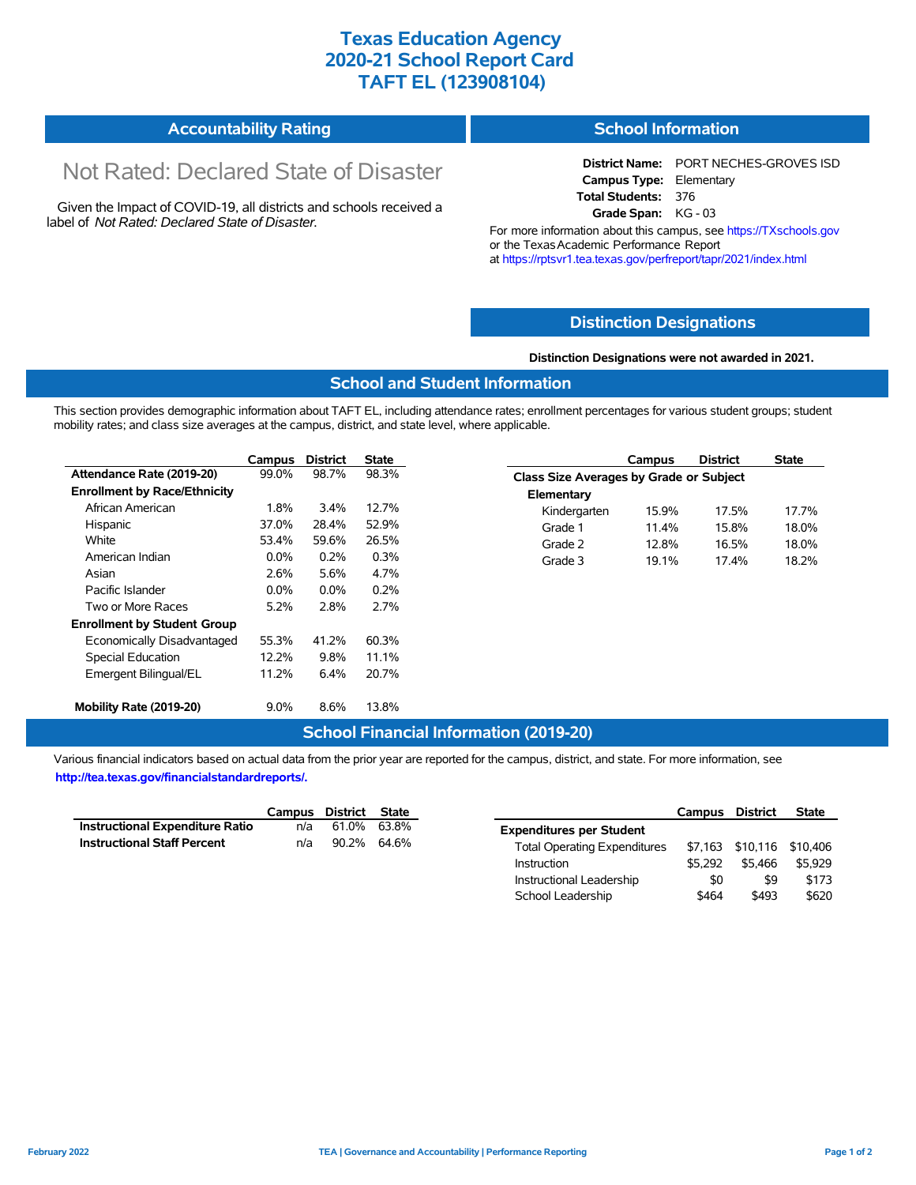# Texas Education Agency
# 2020-21 School Report Card
# TAFT EL (123908104)

## Accountability Rating

Not Rated: Declared State of Disaster

Given the Impact of COVID-19, all districts and schools received a label of *Not Rated: Declared State of Disaster*.

## School Information

**District Name:** PORT NECHES-GROVES ISD
**Campus Type:** Elementary
**Total Students:** 376
**Grade Span:** KG - 03

For more information about this campus, see https://TXschools.gov or the Texas Academic Performance Report at https://rptsvr1.tea.texas.gov/perfreport/tapr/2021/index.html

## Distinction Designations

**Distinction Designations were not awarded in 2021.**

## School and Student Information

This section provides demographic information about TAFT EL, including attendance rates; enrollment percentages for various student groups; student mobility rates; and class size averages at the campus, district, and state level, where applicable.

| | Campus | District | State |
|---|---|---|---|
| **Attendance Rate (2019-20)** | 99.0% | 98.7% | 98.3% |
| **Enrollment by Race/Ethnicity** | | | |
| African American | 1.8% | 3.4% | 12.7% |
| Hispanic | 37.0% | 28.4% | 52.9% |
| White | 53.4% | 59.6% | 26.5% |
| American Indian | 0.0% | 0.2% | 0.3% |
| Asian | 2.6% | 5.6% | 4.7% |
| Pacific Islander | 0.0% | 0.0% | 0.2% |
| Two or More Races | 5.2% | 2.8% | 2.7% |
| **Enrollment by Student Group** | | | |
| Economically Disadvantaged | 55.3% | 41.2% | 60.3% |
| Special Education | 12.2% | 9.8% | 11.1% |
| Emergent Bilingual/EL | 11.2% | 6.4% | 20.7% |
| **Mobility Rate (2019-20)** | 9.0% | 8.6% | 13.8% |

| | Campus | District | State |
|---|---|---|---|
| **Class Size Averages by Grade or Subject** | | | |
| **Elementary** | | | |
| Kindergarten | 15.9% | 17.5% | 17.7% |
| Grade 1 | 11.4% | 15.8% | 18.0% |
| Grade 2 | 12.8% | 16.5% | 18.0% |
| Grade 3 | 19.1% | 17.4% | 18.2% |

## School Financial Information (2019-20)

Various financial indicators based on actual data from the prior year are reported for the campus, district, and state. For more information, see **http://tea.texas.gov/financialstandardreports/.**

| | Campus | District | State |
|---|---|---|---|
| **Instructional Expenditure Ratio** | n/a | 61.0% | 63.8% |
| **Instructional Staff Percent** | n/a | 90.2% | 64.6% |

| | Campus | District | State |
|---|---|---|---|
| **Expenditures per Student** | | | |
| Total Operating Expenditures | $7,163 | $10,116 | $10,406 |
| Instruction | $5,292 | $5,466 | $5,929 |
| Instructional Leadership | $0 | $9 | $173 |
| School Leadership | $464 | $493 | $620 |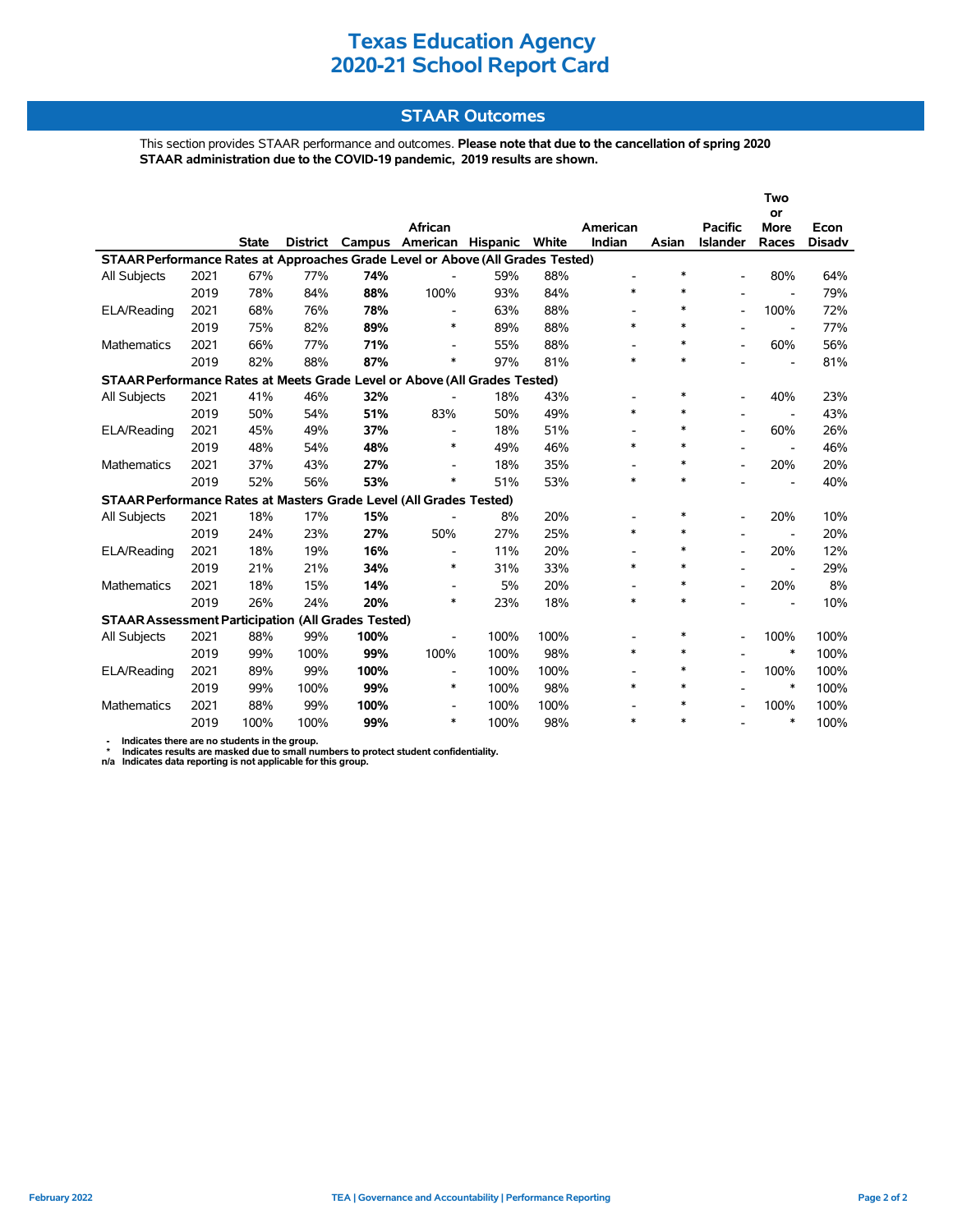# Texas Education Agency
# 2020-21 School Report Card

## STAAR Outcomes

This section provides STAAR performance and outcomes. **Please note that due to the cancellation of spring 2020 STAAR administration due to the COVID-19 pandemic, 2019 results are shown.**

| | | State | District | Campus | African American | Hispanic | White | American Indian | Asian | Pacific Islander | Two or More Races | Econ Disadv |
|---|---|---|---|---|---|---|---|---|---|---|---|---|
| **STAAR Performance Rates at Approaches Grade Level or Above (All Grades Tested)** | | | | | | | | | | | | |
| All Subjects | 2021 | 67% | 77% | **74%** | - | 59% | 88% | - | * | - | 80% | 64% |
| | 2019 | 78% | 84% | **88%** | 100% | 93% | 84% | * | * | - | - | 79% |
| ELA/Reading | 2021 | 68% | 76% | **78%** | - | 63% | 88% | - | * | - | 100% | 72% |
| | 2019 | 75% | 82% | **89%** | * | 89% | 88% | * | * | - | - | 77% |
| Mathematics | 2021 | 66% | 77% | **71%** | - | 55% | 88% | - | * | - | 60% | 56% |
| | 2019 | 82% | 88% | **87%** | * | 97% | 81% | * | * | - | - | 81% |
| **STAAR Performance Rates at Meets Grade Level or Above (All Grades Tested)** | | | | | | | | | | | | |
| All Subjects | 2021 | 41% | 46% | **32%** | - | 18% | 43% | - | * | - | 40% | 23% |
| | 2019 | 50% | 54% | **51%** | 83% | 50% | 49% | * | * | - | - | 43% |
| ELA/Reading | 2021 | 45% | 49% | **37%** | - | 18% | 51% | - | * | - | 60% | 26% |
| | 2019 | 48% | 54% | **48%** | * | 49% | 46% | * | * | - | - | 46% |
| Mathematics | 2021 | 37% | 43% | **27%** | - | 18% | 35% | - | * | - | 20% | 20% |
| | 2019 | 52% | 56% | **53%** | * | 51% | 53% | * | * | - | - | 40% |
| **STAAR Performance Rates at Masters Grade Level (All Grades Tested)** | | | | | | | | | | | | |
| All Subjects | 2021 | 18% | 17% | **15%** | - | 8% | 20% | - | * | - | 20% | 10% |
| | 2019 | 24% | 23% | **27%** | 50% | 27% | 25% | * | * | - | - | 20% |
| ELA/Reading | 2021 | 18% | 19% | **16%** | - | 11% | 20% | - | * | - | 20% | 12% |
| | 2019 | 21% | 21% | **34%** | * | 31% | 33% | * | * | - | - | 29% |
| Mathematics | 2021 | 18% | 15% | **14%** | - | 5% | 20% | - | * | - | 20% | 8% |
| | 2019 | 26% | 24% | **20%** | * | 23% | 18% | * | * | - | - | 10% |
| **STAAR Assessment Participation (All Grades Tested)** | | | | | | | | | | | | |
| All Subjects | 2021 | 88% | 99% | **100%** | - | 100% | 100% | - | * | - | 100% | 100% |
| | 2019 | 99% | 100% | **99%** | 100% | 100% | 98% | * | * | - | * | 100% |
| ELA/Reading | 2021 | 89% | 99% | **100%** | - | 100% | 100% | - | * | - | 100% | 100% |
| | 2019 | 99% | 100% | **99%** | * | 100% | 98% | * | * | - | * | 100% |
| Mathematics | 2021 | 88% | 99% | **100%** | - | 100% | 100% | - | * | - | 100% | 100% |
| | 2019 | 100% | 100% | **99%** | * | 100% | 98% | * | * | - | * | 100% |

- Indicates there are no students in the group.
* Indicates results are masked due to small numbers to protect student confidentiality.
n/a Indicates data reporting is not applicable for this group.